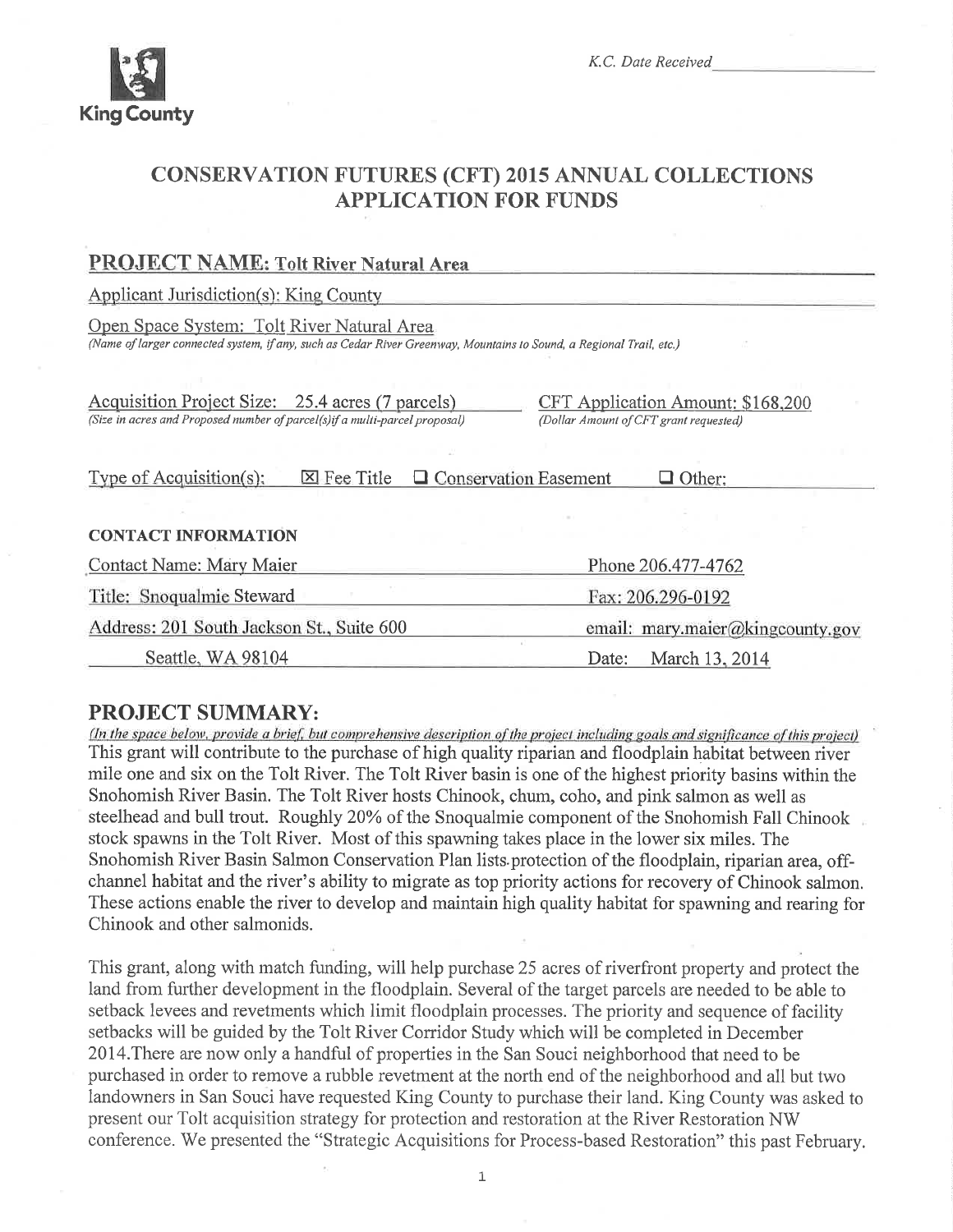King County

*K.C. Date Received* \_\_\_\_\_\_\_\_\_\_\_\_

# CONSERVATION FUTURES (CFT) 2015 ANNUAL COLLECTIONS APPLICATION FOR FUNDS

## PROJECT NAME: Tolt River Natural Area

Applicant Jurisdiction(s): King County

Open Space System: Tolt River Natural Area
*(Name of larger connected system, if any, such as Cedar River Greenway, Mountains to Sound, a Regional Trail, etc.)*

Acquisition Project Size: 25.4 acres (7 parcels)
*(Size in acres and Proposed number of parcel(s) if a multi-parcel proposal)*

CFT Application Amount: $168,200
*(Dollar Amount of CFT grant requested)*

Type of Acquisition(s): ☒ Fee Title ☐ Conservation Easement ☐ Other:

### CONTACT INFORMATION

| | |
|---|---|
| Contact Name: Mary Maier | Phone 206.477-4762 |
| Title: Snoqualmie Steward | Fax: 206.296-0192 |
| Address: 201 South Jackson St., Suite 600 | email: mary.maier@kingcounty.gov |
| Seattle, WA 98104 | Date: March 13, 2014 |

## PROJECT SUMMARY:

*(In the space below, provide a brief, but comprehensive description of the project including goals and significance of this project)*

This grant will contribute to the purchase of high quality riparian and floodplain habitat between river mile one and six on the Tolt River. The Tolt River basin is one of the highest priority basins within the Snohomish River Basin. The Tolt River hosts Chinook, chum, coho, and pink salmon as well as steelhead and bull trout. Roughly 20% of the Snoqualmie component of the Snohomish Fall Chinook stock spawns in the Tolt River. Most of this spawning takes place in the lower six miles. The Snohomish River Basin Salmon Conservation Plan lists protection of the floodplain, riparian area, off-channel habitat and the river's ability to migrate as top priority actions for recovery of Chinook salmon. These actions enable the river to develop and maintain high quality habitat for spawning and rearing for Chinook and other salmonids.

This grant, along with match funding, will help purchase 25 acres of riverfront property and protect the land from further development in the floodplain. Several of the target parcels are needed to be able to setback levees and revetments which limit floodplain processes. The priority and sequence of facility setbacks will be guided by the Tolt River Corridor Study which will be completed in December 2014.There are now only a handful of properties in the San Souci neighborhood that need to be purchased in order to remove a rubble revetment at the north end of the neighborhood and all but two landowners in San Souci have requested King County to purchase their land. King County was asked to present our Tolt acquisition strategy for protection and restoration at the River Restoration NW conference. We presented the "Strategic Acquisitions for Process-based Restoration" this past February.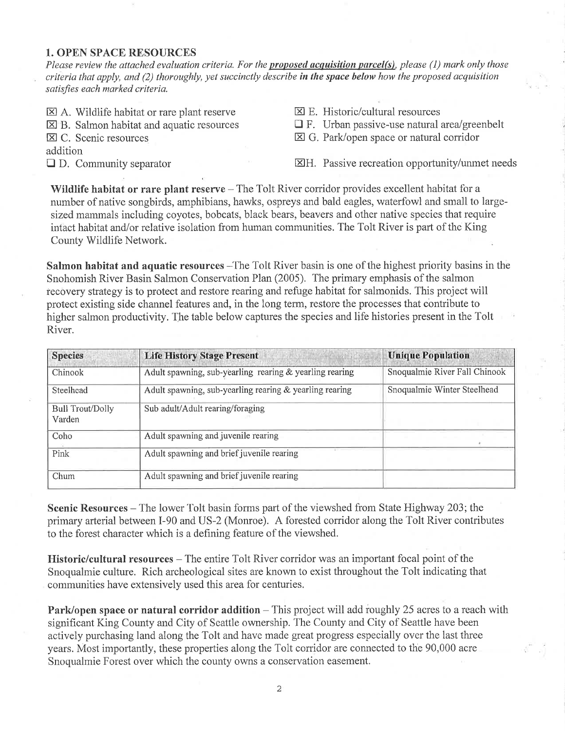## 1. OPEN SPACE RESOURCES

*Please review the attached evaluation criteria. For the* ***proposed acquisition parcel(s)****, please (1) mark only those criteria that apply, and (2) thoroughly, yet succinctly describe* ***in the space below*** *how the proposed acquisition satisfies each marked criteria.*

- ☒ A. Wildlife habitat or rare plant reserve
- ☒ B. Salmon habitat and aquatic resources
- ☒ C. Scenic resources
- ☐ D. Community separator
- ☒ E. Historic/cultural resources
- ☐ F. Urban passive-use natural area/greenbelt
- ☒ G. Park/open space or natural corridor addition
- ☒ H. Passive recreation opportunity/unmet needs

**Wildlife habitat or rare plant reserve** – The Tolt River corridor provides excellent habitat for a number of native songbirds, amphibians, hawks, ospreys and bald eagles, waterfowl and small to large-sized mammals including coyotes, bobcats, black bears, beavers and other native species that require intact habitat and/or relative isolation from human communities. The Tolt River is part of the King County Wildlife Network.

**Salmon habitat and aquatic resources** –The Tolt River basin is one of the highest priority basins in the Snohomish River Basin Salmon Conservation Plan (2005). The primary emphasis of the salmon recovery strategy is to protect and restore rearing and refuge habitat for salmonids. This project will protect existing side channel features and, in the long term, restore the processes that contribute to higher salmon productivity. The table below captures the species and life histories present in the Tolt River.

| Species | Life History Stage Present | Unique Population |
|---|---|---|
| Chinook | Adult spawning, sub-yearling rearing & yearling rearing | Snoqualmie River Fall Chinook |
| Steelhead | Adult spawning, sub-yearling rearing & yearling rearing | Snoqualmie Winter Steelhead |
| Bull Trout/Dolly Varden | Sub adult/Adult rearing/foraging | |
| Coho | Adult spawning and juvenile rearing | |
| Pink | Adult spawning and brief juvenile rearing | |
| Chum | Adult spawning and brief juvenile rearing | |

**Scenic Resources** – The lower Tolt basin forms part of the viewshed from State Highway 203; the primary arterial between I-90 and US-2 (Monroe). A forested corridor along the Tolt River contributes to the forest character which is a defining feature of the viewshed.

**Historic/cultural resources** – The entire Tolt River corridor was an important focal point of the Snoqualmie culture. Rich archeological sites are known to exist throughout the Tolt indicating that communities have extensively used this area for centuries.

**Park/open space or natural corridor addition** – This project will add roughly 25 acres to a reach with significant King County and City of Seattle ownership. The County and City of Seattle have been actively purchasing land along the Tolt and have made great progress especially over the last three years. Most importantly, these properties along the Tolt corridor are connected to the 90,000 acre Snoqualmie Forest over which the county owns a conservation easement.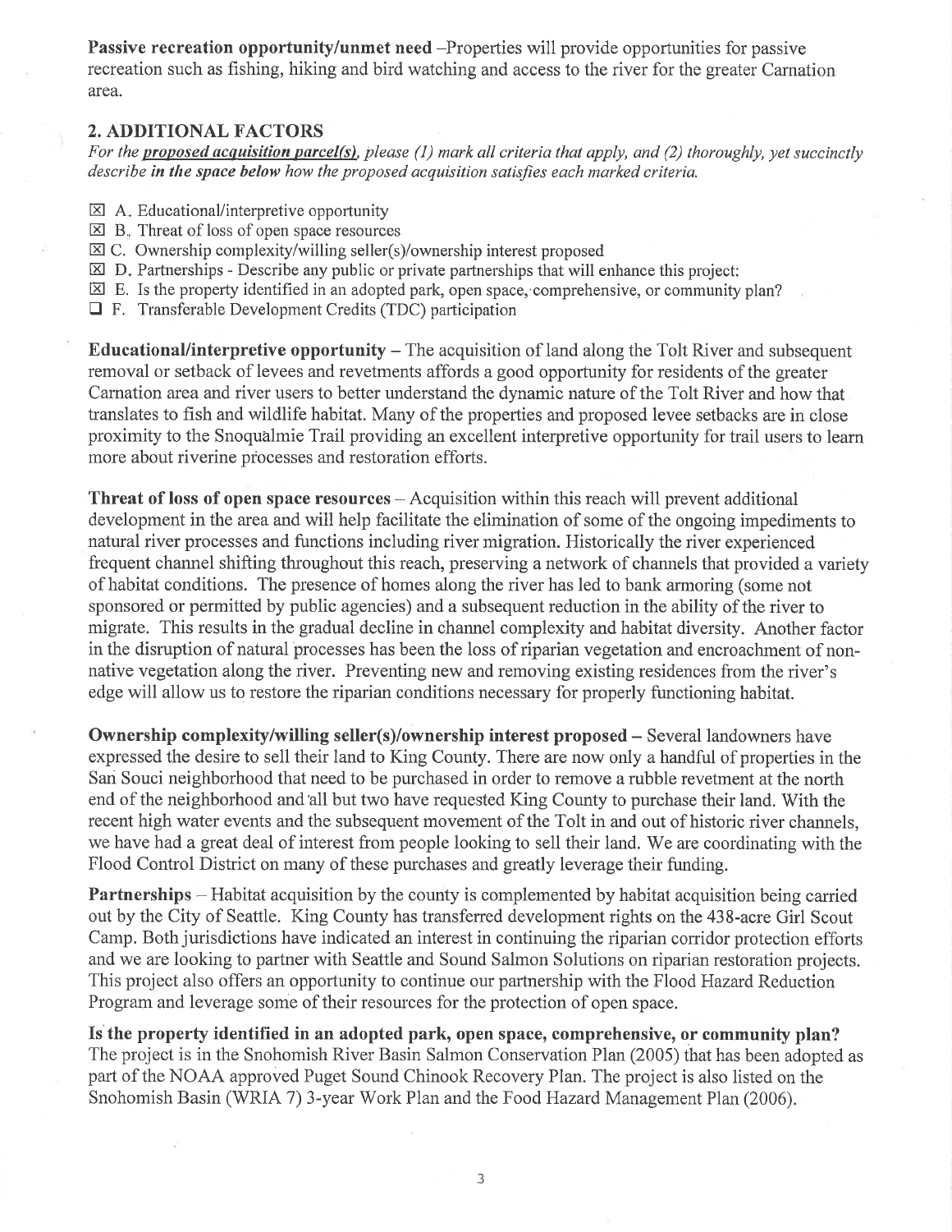**Passive recreation opportunity/unmet need** –Properties will provide opportunities for passive recreation such as fishing, hiking and bird watching and access to the river for the greater Carnation area.

## 2. ADDITIONAL FACTORS

*For the* ***proposed acquisition parcel(s)****, please (1) mark all criteria that apply, and (2) thoroughly, yet succinctly describe* ***in the space below*** *how the proposed acquisition satisfies each marked criteria.*

- ☒ A. Educational/interpretive opportunity
- ☒ B. Threat of loss of open space resources
- ☒ C. Ownership complexity/willing seller(s)/ownership interest proposed
- ☒ D. Partnerships - Describe any public or private partnerships that will enhance this project:
- ☒ E. Is the property identified in an adopted park, open space, comprehensive, or community plan?
- ☐ F. Transferable Development Credits (TDC) participation

**Educational/interpretive opportunity** – The acquisition of land along the Tolt River and subsequent removal or setback of levees and revetments affords a good opportunity for residents of the greater Carnation area and river users to better understand the dynamic nature of the Tolt River and how that translates to fish and wildlife habitat. Many of the properties and proposed levee setbacks are in close proximity to the Snoqualmie Trail providing an excellent interpretive opportunity for trail users to learn more about riverine processes and restoration efforts.

**Threat of loss of open space resources** – Acquisition within this reach will prevent additional development in the area and will help facilitate the elimination of some of the ongoing impediments to natural river processes and functions including river migration. Historically the river experienced frequent channel shifting throughout this reach, preserving a network of channels that provided a variety of habitat conditions. The presence of homes along the river has led to bank armoring (some not sponsored or permitted by public agencies) and a subsequent reduction in the ability of the river to migrate. This results in the gradual decline in channel complexity and habitat diversity. Another factor in the disruption of natural processes has been the loss of riparian vegetation and encroachment of non-native vegetation along the river. Preventing new and removing existing residences from the river's edge will allow us to restore the riparian conditions necessary for properly functioning habitat.

**Ownership complexity/willing seller(s)/ownership interest proposed** – Several landowners have expressed the desire to sell their land to King County. There are now only a handful of properties in the San Souci neighborhood that need to be purchased in order to remove a rubble revetment at the north end of the neighborhood and all but two have requested King County to purchase their land. With the recent high water events and the subsequent movement of the Tolt in and out of historic river channels, we have had a great deal of interest from people looking to sell their land. We are coordinating with the Flood Control District on many of these purchases and greatly leverage their funding.

**Partnerships** – Habitat acquisition by the county is complemented by habitat acquisition being carried out by the City of Seattle. King County has transferred development rights on the 438-acre Girl Scout Camp. Both jurisdictions have indicated an interest in continuing the riparian corridor protection efforts and we are looking to partner with Seattle and Sound Salmon Solutions on riparian restoration projects. This project also offers an opportunity to continue our partnership with the Flood Hazard Reduction Program and leverage some of their resources for the protection of open space.

**Is the property identified in an adopted park, open space, comprehensive, or community plan?** The project is in the Snohomish River Basin Salmon Conservation Plan (2005) that has been adopted as part of the NOAA approved Puget Sound Chinook Recovery Plan. The project is also listed on the Snohomish Basin (WRIA 7) 3-year Work Plan and the Food Hazard Management Plan (2006).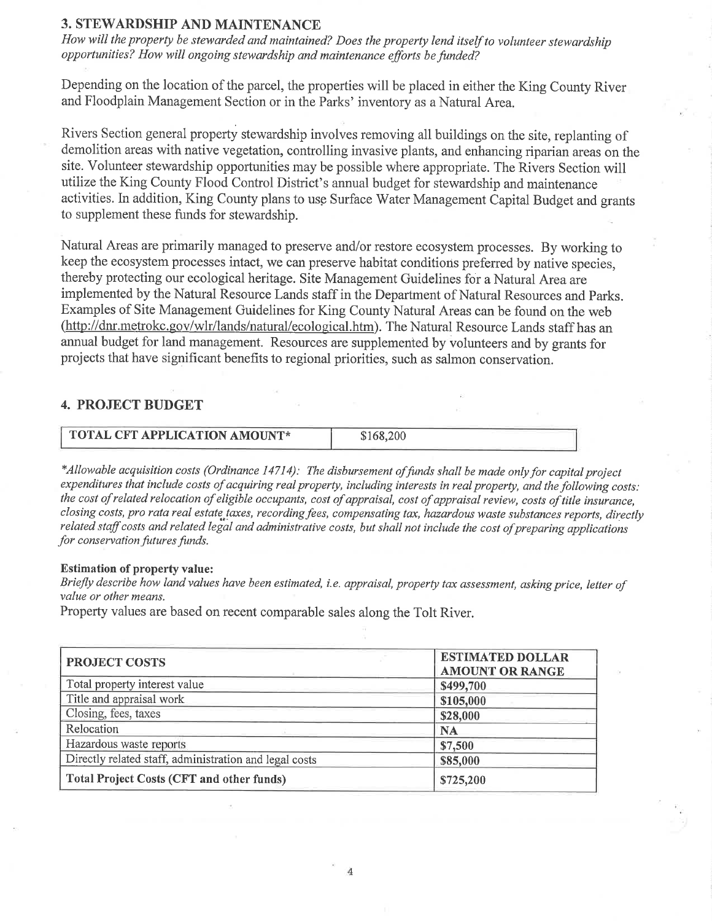## 3. STEWARDSHIP AND MAINTENANCE

*How will the property be stewarded and maintained? Does the property lend itself to volunteer stewardship opportunities? How will ongoing stewardship and maintenance efforts be funded?*

Depending on the location of the parcel, the properties will be placed in either the King County River and Floodplain Management Section or in the Parks' inventory as a Natural Area.

Rivers Section general property stewardship involves removing all buildings on the site, replanting of demolition areas with native vegetation, controlling invasive plants, and enhancing riparian areas on the site. Volunteer stewardship opportunities may be possible where appropriate. The Rivers Section will utilize the King County Flood Control District's annual budget for stewardship and maintenance activities. In addition, King County plans to use Surface Water Management Capital Budget and grants to supplement these funds for stewardship.

Natural Areas are primarily managed to preserve and/or restore ecosystem processes. By working to keep the ecosystem processes intact, we can preserve habitat conditions preferred by native species, thereby protecting our ecological heritage. Site Management Guidelines for a Natural Area are implemented by the Natural Resource Lands staff in the Department of Natural Resources and Parks. Examples of Site Management Guidelines for King County Natural Areas can be found on the web (http://dnr.metrokc.gov/wlr/lands/natural/ecological.htm). The Natural Resource Lands staff has an annual budget for land management. Resources are supplemented by volunteers and by grants for projects that have significant benefits to regional priorities, such as salmon conservation.

## 4. PROJECT BUDGET

| TOTAL CFT APPLICATION AMOUNT* | $168,200 |
|---|---|

*\*Allowable acquisition costs (Ordinance 14714): The disbursement of funds shall be made only for capital project expenditures that include costs of acquiring real property, including interests in real property, and the following costs: the cost of related relocation of eligible occupants, cost of appraisal, cost of appraisal review, costs of title insurance, closing costs, pro rata real estate taxes, recording fees, compensating tax, hazardous waste substances reports, directly related staff costs and related legal and administrative costs, but shall not include the cost of preparing applications for conservation futures funds.*

**Estimation of property value:**

*Briefly describe how land values have been estimated, i.e. appraisal, property tax assessment, asking price, letter of value or other means.*

Property values are based on recent comparable sales along the Tolt River.

| PROJECT COSTS | ESTIMATED DOLLAR AMOUNT OR RANGE |
|---|---|
| Total property interest value | $499,700 |
| Title and appraisal work | $105,000 |
| Closing, fees, taxes | $28,000 |
| Relocation | NA |
| Hazardous waste reports | $7,500 |
| Directly related staff, administration and legal costs | $85,000 |
| **Total Project Costs (CFT and other funds)** | **$725,200** |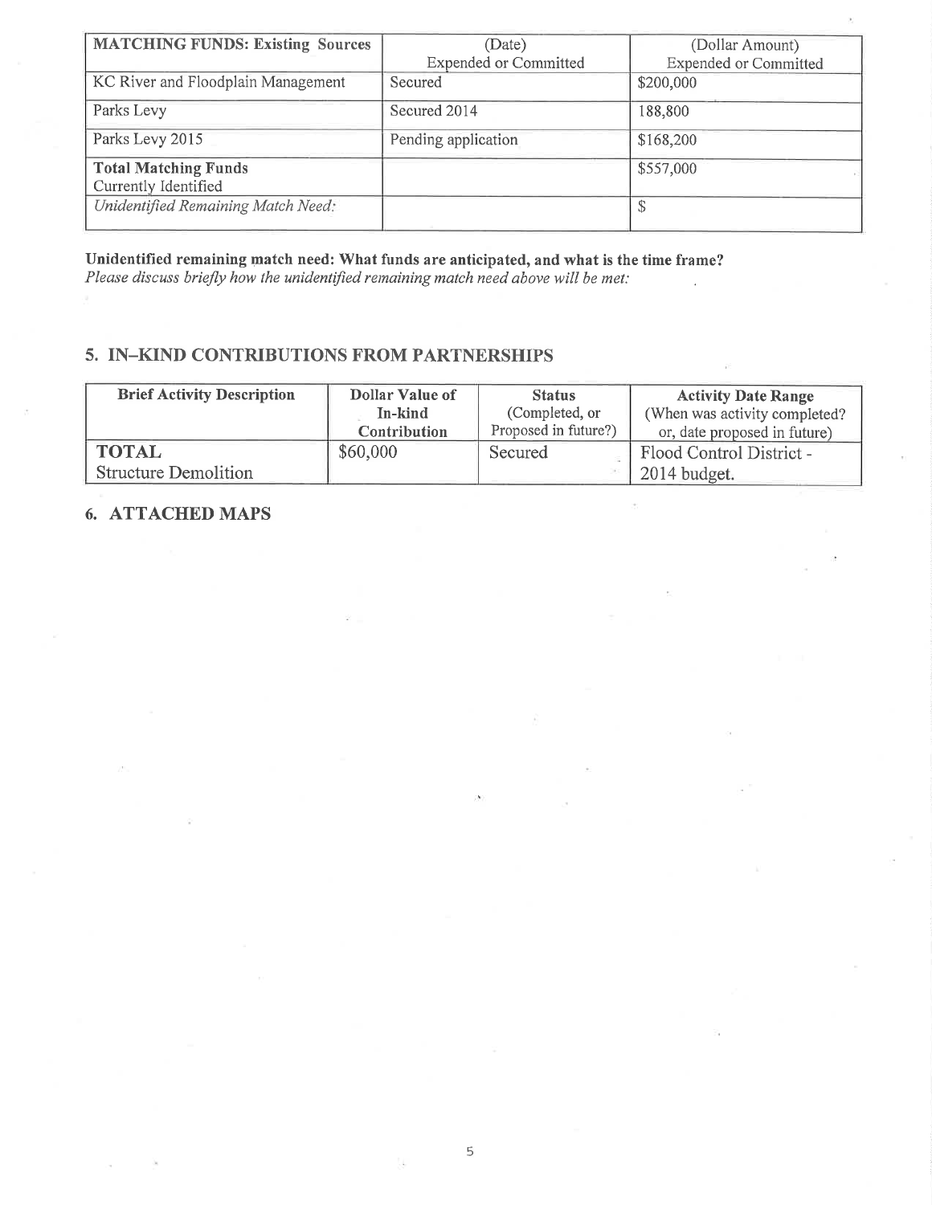| MATCHING FUNDS: Existing Sources | (Date) Expended or Committed | (Dollar Amount) Expended or Committed |
| --- | --- | --- |
| KC River and Floodplain Management | Secured | $200,000 |
| Parks Levy | Secured 2014 | 188,800 |
| Parks Levy 2015 | Pending application | $168,200 |
| **Total Matching Funds** Currently Identified | | $557,000 |
| *Unidentified Remaining Match Need:* | | $ |

**Unidentified remaining match need: What funds are anticipated, and what is the time frame?**
*Please discuss briefly how the unidentified remaining match need above will be met:*

## 5. IN–KIND CONTRIBUTIONS FROM PARTNERSHIPS

| Brief Activity Description | Dollar Value of In-kind Contribution | Status (Completed, or Proposed in future?) | Activity Date Range (When was activity completed? or, date proposed in future) |
| --- | --- | --- | --- |
| **TOTAL** Structure Demolition | $60,000 | Secured | Flood Control District - 2014 budget. |

## 6. ATTACHED MAPS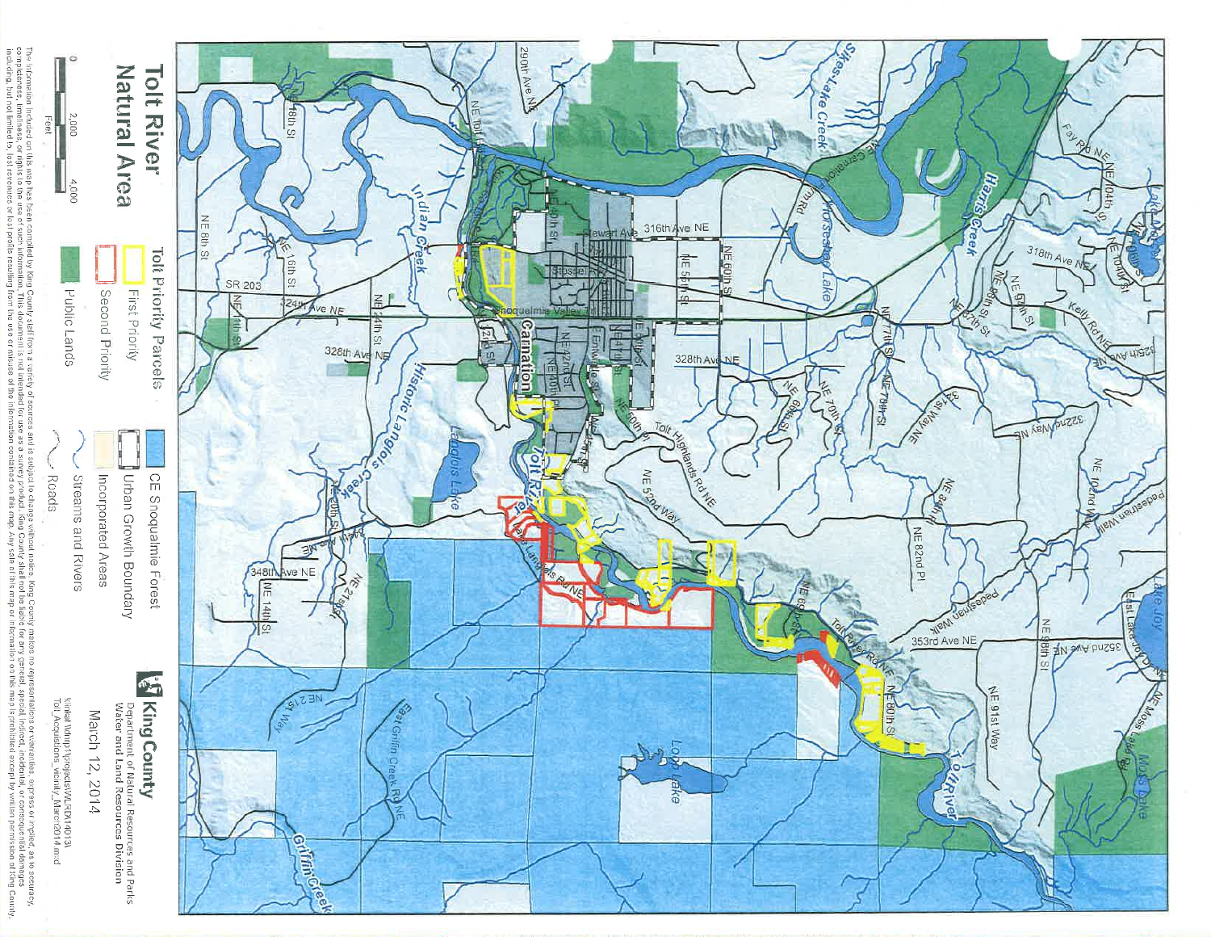# Tolt River Natural Area

**Tolt Priority Parcels**

- First Priority
- Second Priority
- Public Lands
- CE Snoqualmie Forest
- Urban Growth Boundary
- Incorporated Areas
- Streams and Rivers
- Roads

0 2,000 4,000 Feet

**King County**
Department of Natural Resources and Parks
Water and Land Resources Division

March 12, 2014

\\kclnetfs\wlrp\projects\WLRD\14013\Tolt_Acquisitions_vicinity_March2014.mxd

The information included on this map has been compiled by King County staff from a variety of sources and is subject to change without notice. King County makes no representations or warranties, express or implied, as to accuracy, completeness, timeliness, or rights to the use of such information. This document is not intended for use as a survey product. King County shall not be liable for any general, special, indirect, incidental, or consequential damages including, but not limited to, lost revenues or lost profits resulting from the use or misuse of the information contained on this map. Any sale of this map or information on this map is prohibited except by written permission of King County.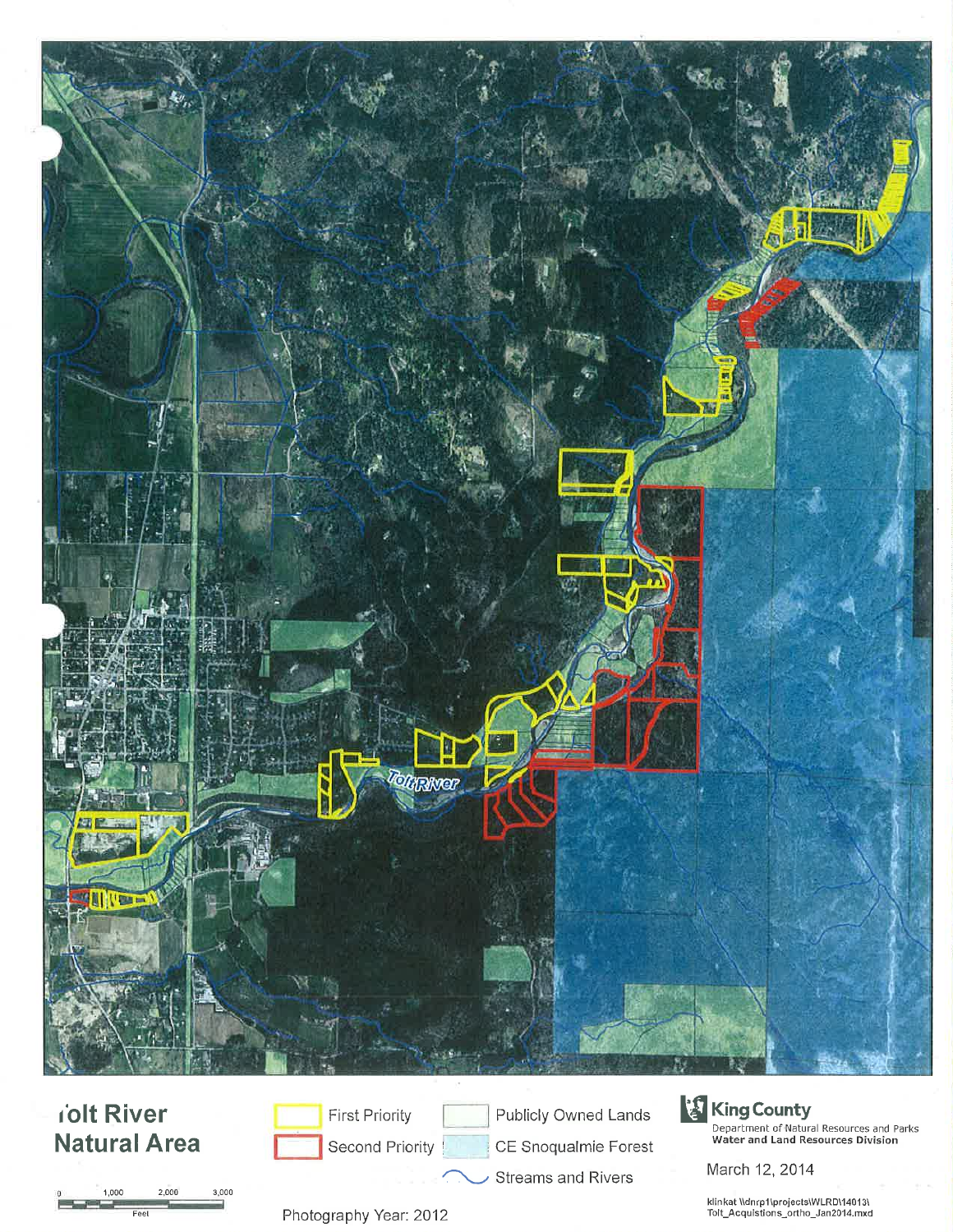Tolt River

# Tolt River Natural Area

0 1,000 2,000 3,000

Feet

First Priority

Second Priority

Publicly Owned Lands

CE Snoqualmie Forest

Streams and Rivers

Photography Year: 2012

**King County**

Department of Natural Resources and Parks

**Water and Land Resources Division**

March 12, 2014

klinkat \\dnrp1\projects\WLRD\14013\
Tolt_Acquistions_ortho_Jan2014.mxd